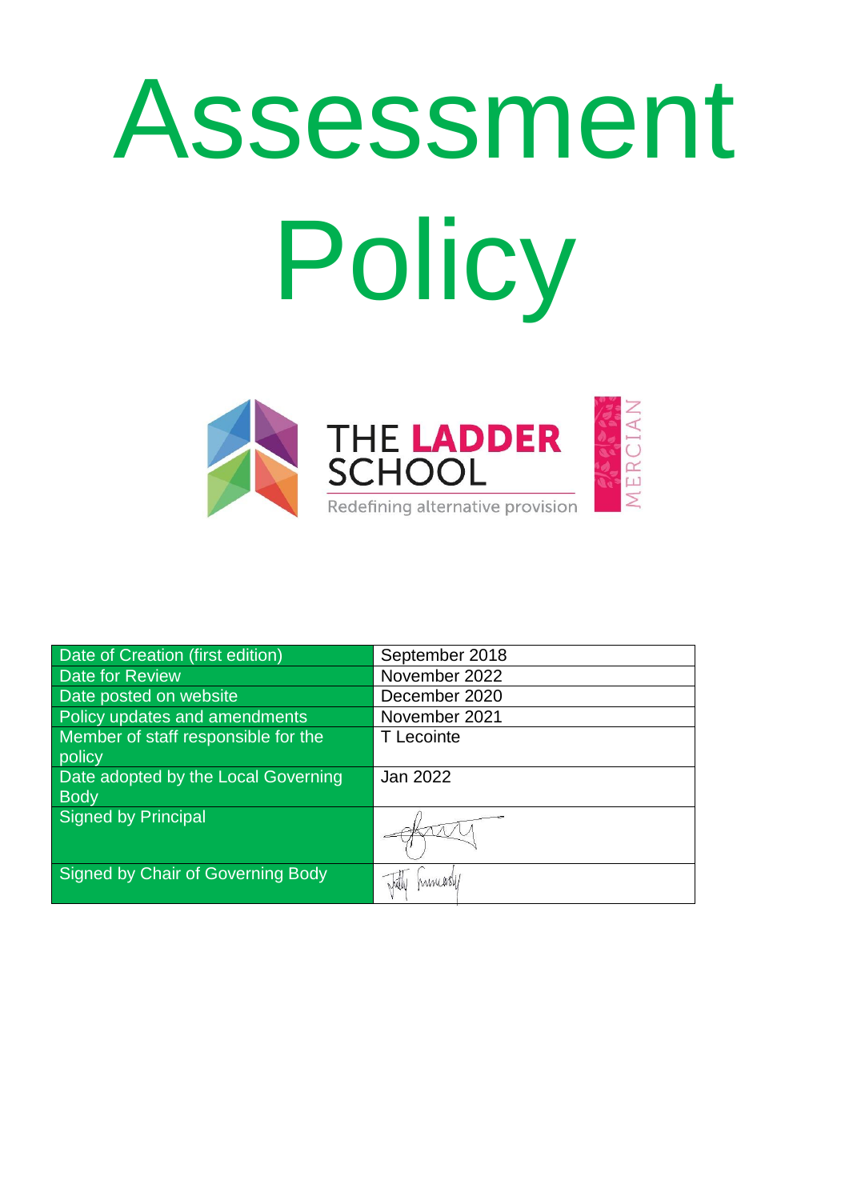# Assessment Policy

THE LADDER SCHOOL

Redefining alternative provision

MERCIAN

| Date of Creation (first edition) | September 2018 |
|---|---|
| Date for Review | November 2022 |
| Date posted on website | December 2020 |
| Policy updates and amendments | November 2021 |
| Member of staff responsible for the policy | T Lecointe |
| Date adopted by the Local Governing Body | Jan 2022 |
| Signed by Principal | |
| Signed by Chair of Governing Body | |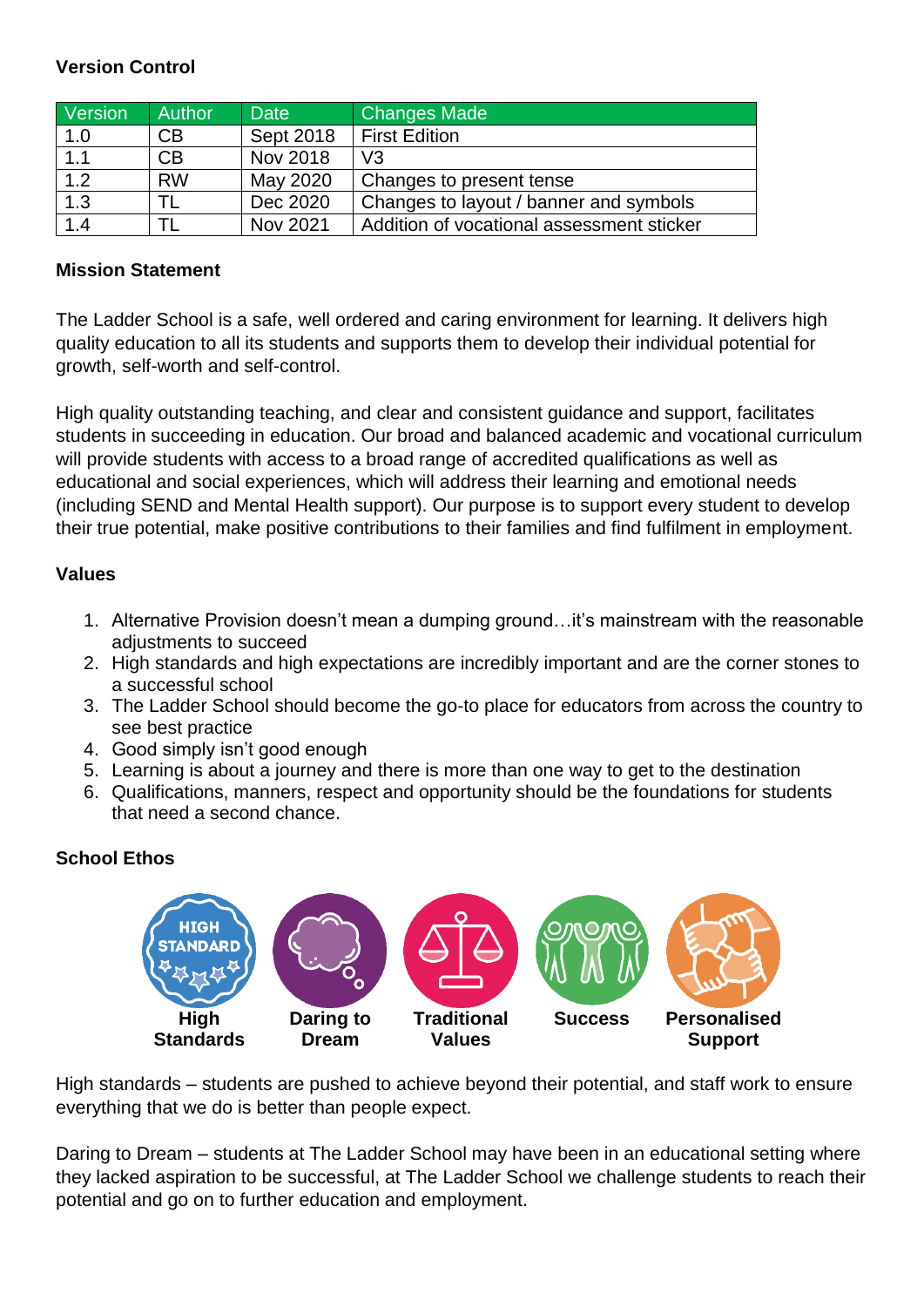**Version Control**

| Version | Author | Date | Changes Made |
|---|---|---|---|
| 1.0 | CB | Sept 2018 | First Edition |
| 1.1 | CB | Nov 2018 | V3 |
| 1.2 | RW | May 2020 | Changes to present tense |
| 1.3 | TL | Dec 2020 | Changes to layout / banner and symbols |
| 1.4 | TL | Nov 2021 | Addition of vocational assessment sticker |

**Mission Statement**

The Ladder School is a safe, well ordered and caring environment for learning. It delivers high quality education to all its students and supports them to develop their individual potential for growth, self-worth and self-control.

High quality outstanding teaching, and clear and consistent guidance and support, facilitates students in succeeding in education. Our broad and balanced academic and vocational curriculum will provide students with access to a broad range of accredited qualifications as well as educational and social experiences, which will address their learning and emotional needs (including SEND and Mental Health support). Our purpose is to support every student to develop their true potential, make positive contributions to their families and find fulfilment in employment.

**Values**

1. Alternative Provision doesn't mean a dumping ground…it's mainstream with the reasonable adjustments to succeed
2. High standards and high expectations are incredibly important and are the corner stones to a successful school
3. The Ladder School should become the go-to place for educators from across the country to see best practice
4. Good simply isn't good enough
5. Learning is about a journey and there is more than one way to get to the destination
6. Qualifications, manners, respect and opportunity should be the foundations for students that need a second chance.

**School Ethos**

**High Standards** | **Daring to Dream** | **Traditional Values** | **Success** | **Personalised Support**

High standards – students are pushed to achieve beyond their potential, and staff work to ensure everything that we do is better than people expect.

Daring to Dream – students at The Ladder School may have been in an educational setting where they lacked aspiration to be successful, at The Ladder School we challenge students to reach their potential and go on to further education and employment.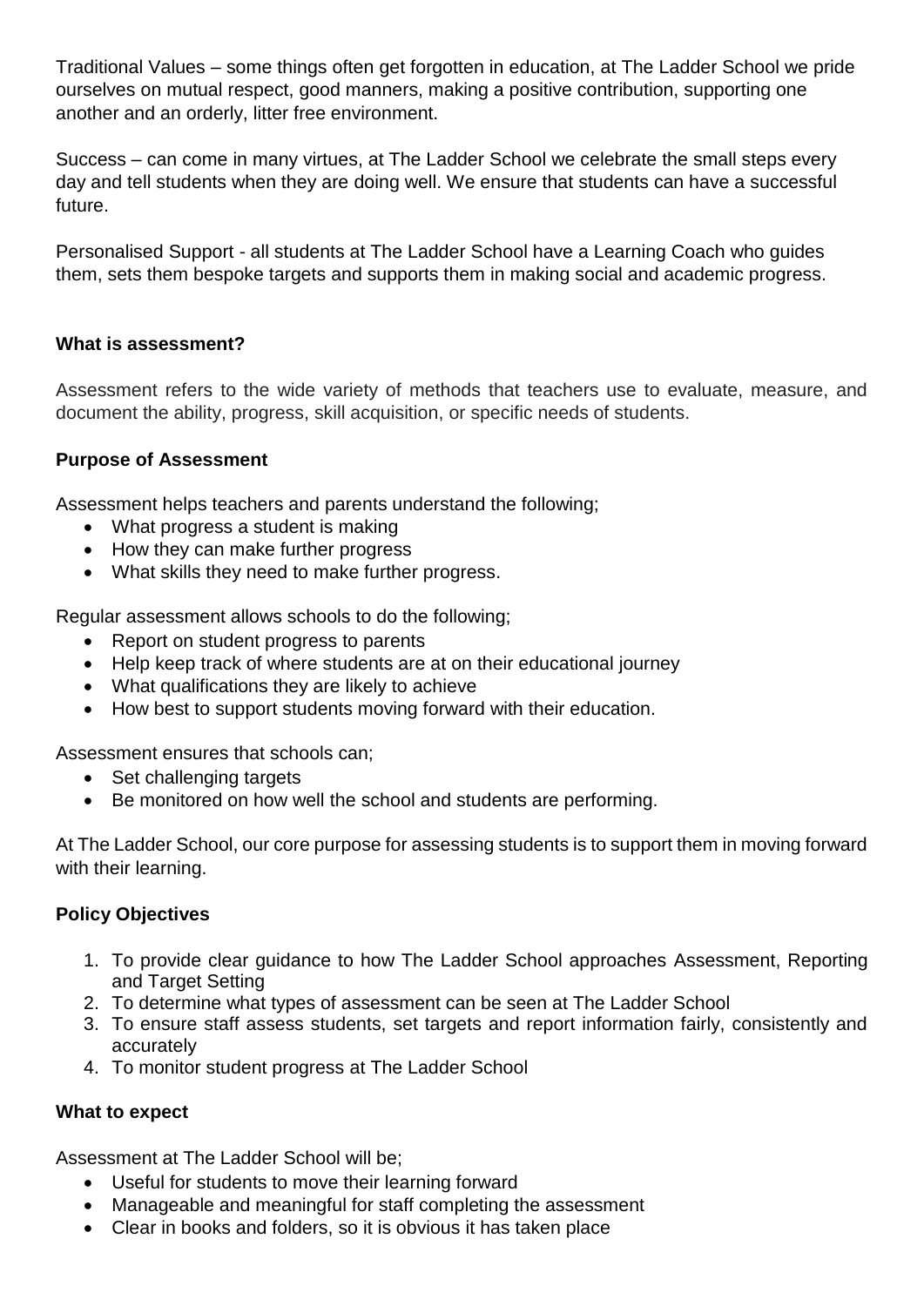Traditional Values – some things often get forgotten in education, at The Ladder School we pride ourselves on mutual respect, good manners, making a positive contribution, supporting one another and an orderly, litter free environment.

Success – can come in many virtues, at The Ladder School we celebrate the small steps every day and tell students when they are doing well. We ensure that students can have a successful future.

Personalised Support - all students at The Ladder School have a Learning Coach who guides them, sets them bespoke targets and supports them in making social and academic progress.

### What is assessment?

Assessment refers to the wide variety of methods that teachers use to evaluate, measure, and document the ability, progress, skill acquisition, or specific needs of students.

### Purpose of Assessment

Assessment helps teachers and parents understand the following;

- What progress a student is making
- How they can make further progress
- What skills they need to make further progress.

Regular assessment allows schools to do the following;

- Report on student progress to parents
- Help keep track of where students are at on their educational journey
- What qualifications they are likely to achieve
- How best to support students moving forward with their education.

Assessment ensures that schools can;

- Set challenging targets
- Be monitored on how well the school and students are performing.

At The Ladder School, our core purpose for assessing students is to support them in moving forward with their learning.

### Policy Objectives

1. To provide clear guidance to how The Ladder School approaches Assessment, Reporting and Target Setting
2. To determine what types of assessment can be seen at The Ladder School
3. To ensure staff assess students, set targets and report information fairly, consistently and accurately
4. To monitor student progress at The Ladder School

### What to expect

Assessment at The Ladder School will be;

- Useful for students to move their learning forward
- Manageable and meaningful for staff completing the assessment
- Clear in books and folders, so it is obvious it has taken place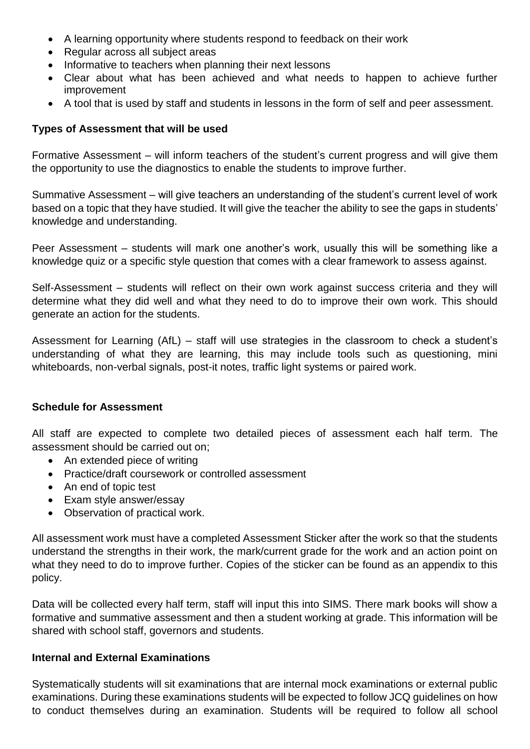- A learning opportunity where students respond to feedback on their work
- Regular across all subject areas
- Informative to teachers when planning their next lessons
- Clear about what has been achieved and what needs to happen to achieve further improvement
- A tool that is used by staff and students in lessons in the form of self and peer assessment.

**Types of Assessment that will be used**

Formative Assessment – will inform teachers of the student's current progress and will give them the opportunity to use the diagnostics to enable the students to improve further.

Summative Assessment – will give teachers an understanding of the student's current level of work based on a topic that they have studied. It will give the teacher the ability to see the gaps in students' knowledge and understanding.

Peer Assessment – students will mark one another's work, usually this will be something like a knowledge quiz or a specific style question that comes with a clear framework to assess against.

Self-Assessment – students will reflect on their own work against success criteria and they will determine what they did well and what they need to do to improve their own work. This should generate an action for the students.

Assessment for Learning (AfL) – staff will use strategies in the classroom to check a student's understanding of what they are learning, this may include tools such as questioning, mini whiteboards, non-verbal signals, post-it notes, traffic light systems or paired work.

**Schedule for Assessment**

All staff are expected to complete two detailed pieces of assessment each half term. The assessment should be carried out on;

- An extended piece of writing
- Practice/draft coursework or controlled assessment
- An end of topic test
- Exam style answer/essay
- Observation of practical work.

All assessment work must have a completed Assessment Sticker after the work so that the students understand the strengths in their work, the mark/current grade for the work and an action point on what they need to do to improve further. Copies of the sticker can be found as an appendix to this policy.

Data will be collected every half term, staff will input this into SIMS. There mark books will show a formative and summative assessment and then a student working at grade. This information will be shared with school staff, governors and students.

**Internal and External Examinations**

Systematically students will sit examinations that are internal mock examinations or external public examinations. During these examinations students will be expected to follow JCQ guidelines on how to conduct themselves during an examination. Students will be required to follow all school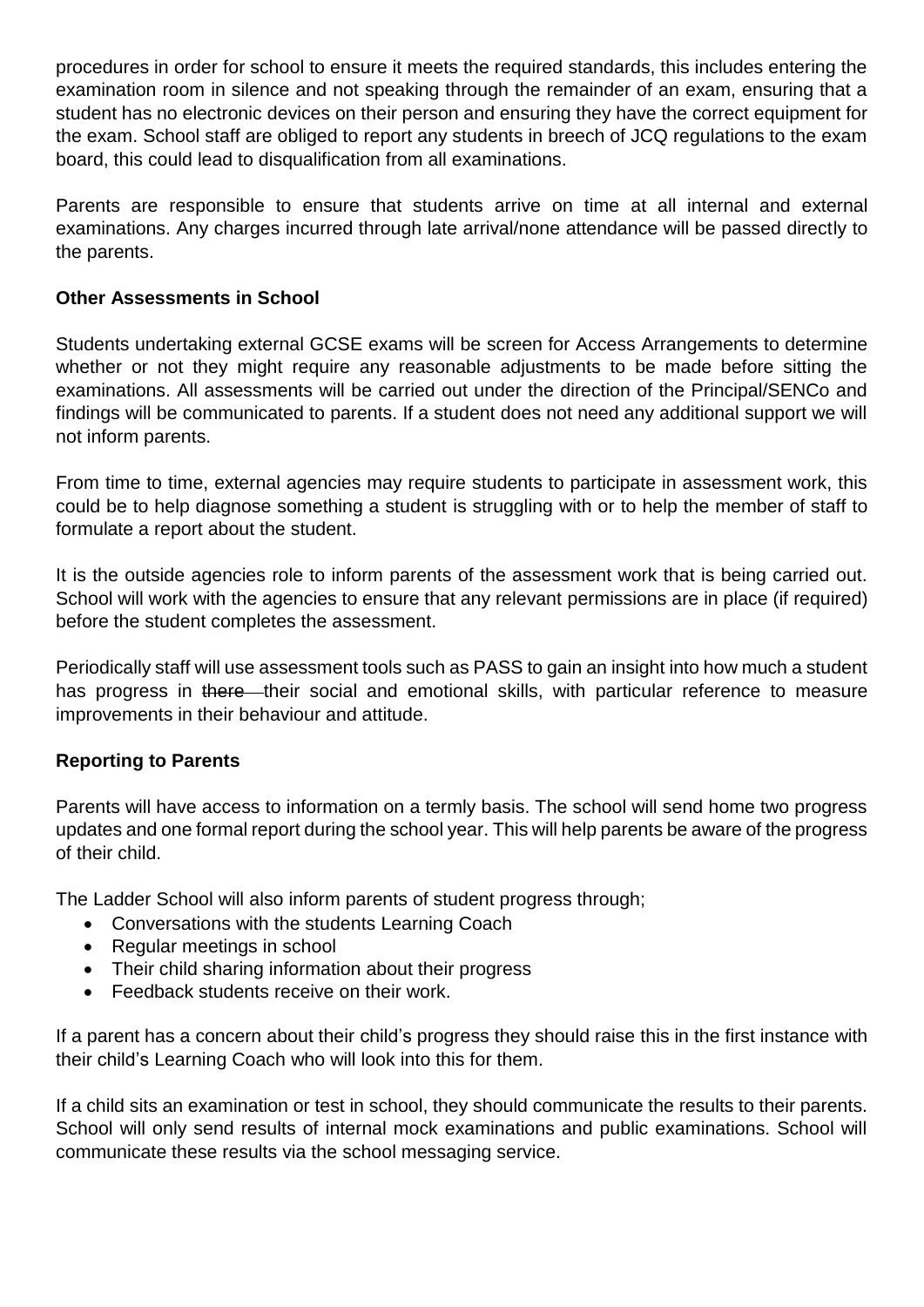procedures in order for school to ensure it meets the required standards, this includes entering the examination room in silence and not speaking through the remainder of an exam, ensuring that a student has no electronic devices on their person and ensuring they have the correct equipment for the exam. School staff are obliged to report any students in breech of JCQ regulations to the exam board, this could lead to disqualification from all examinations.

Parents are responsible to ensure that students arrive on time at all internal and external examinations. Any charges incurred through late arrival/none attendance will be passed directly to the parents.

**Other Assessments in School**

Students undertaking external GCSE exams will be screen for Access Arrangements to determine whether or not they might require any reasonable adjustments to be made before sitting the examinations. All assessments will be carried out under the direction of the Principal/SENCo and findings will be communicated to parents. If a student does not need any additional support we will not inform parents.

From time to time, external agencies may require students to participate in assessment work, this could be to help diagnose something a student is struggling with or to help the member of staff to formulate a report about the student.

It is the outside agencies role to inform parents of the assessment work that is being carried out. School will work with the agencies to ensure that any relevant permissions are in place (if required) before the student completes the assessment.

Periodically staff will use assessment tools such as PASS to gain an insight into how much a student has progress in ~~there~~ their social and emotional skills, with particular reference to measure improvements in their behaviour and attitude.

**Reporting to Parents**

Parents will have access to information on a termly basis. The school will send home two progress updates and one formal report during the school year. This will help parents be aware of the progress of their child.

The Ladder School will also inform parents of student progress through;

- Conversations with the students Learning Coach
- Regular meetings in school
- Their child sharing information about their progress
- Feedback students receive on their work.

If a parent has a concern about their child's progress they should raise this in the first instance with their child's Learning Coach who will look into this for them.

If a child sits an examination or test in school, they should communicate the results to their parents. School will only send results of internal mock examinations and public examinations. School will communicate these results via the school messaging service.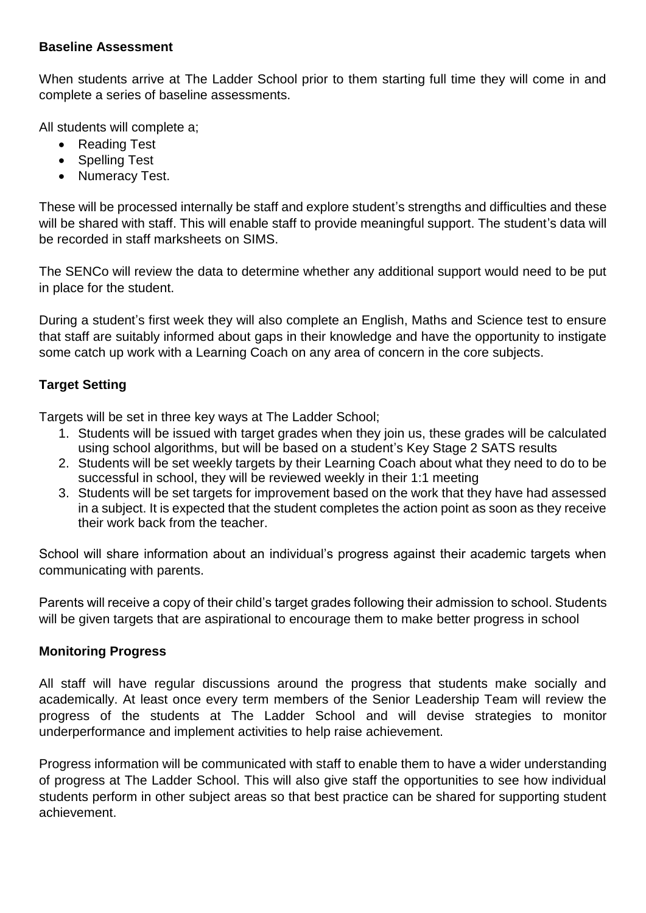**Baseline Assessment**

When students arrive at The Ladder School prior to them starting full time they will come in and complete a series of baseline assessments.

All students will complete a;

- Reading Test
- Spelling Test
- Numeracy Test.

These will be processed internally be staff and explore student's strengths and difficulties and these will be shared with staff. This will enable staff to provide meaningful support. The student's data will be recorded in staff marksheets on SIMS.

The SENCo will review the data to determine whether any additional support would need to be put in place for the student.

During a student's first week they will also complete an English, Maths and Science test to ensure that staff are suitably informed about gaps in their knowledge and have the opportunity to instigate some catch up work with a Learning Coach on any area of concern in the core subjects.

**Target Setting**

Targets will be set in three key ways at The Ladder School;

1. Students will be issued with target grades when they join us, these grades will be calculated using school algorithms, but will be based on a student's Key Stage 2 SATS results
2. Students will be set weekly targets by their Learning Coach about what they need to do to be successful in school, they will be reviewed weekly in their 1:1 meeting
3. Students will be set targets for improvement based on the work that they have had assessed in a subject. It is expected that the student completes the action point as soon as they receive their work back from the teacher.

School will share information about an individual's progress against their academic targets when communicating with parents.

Parents will receive a copy of their child's target grades following their admission to school. Students will be given targets that are aspirational to encourage them to make better progress in school

**Monitoring Progress**

All staff will have regular discussions around the progress that students make socially and academically. At least once every term members of the Senior Leadership Team will review the progress of the students at The Ladder School and will devise strategies to monitor underperformance and implement activities to help raise achievement.

Progress information will be communicated with staff to enable them to have a wider understanding of progress at The Ladder School. This will also give staff the opportunities to see how individual students perform in other subject areas so that best practice can be shared for supporting student achievement.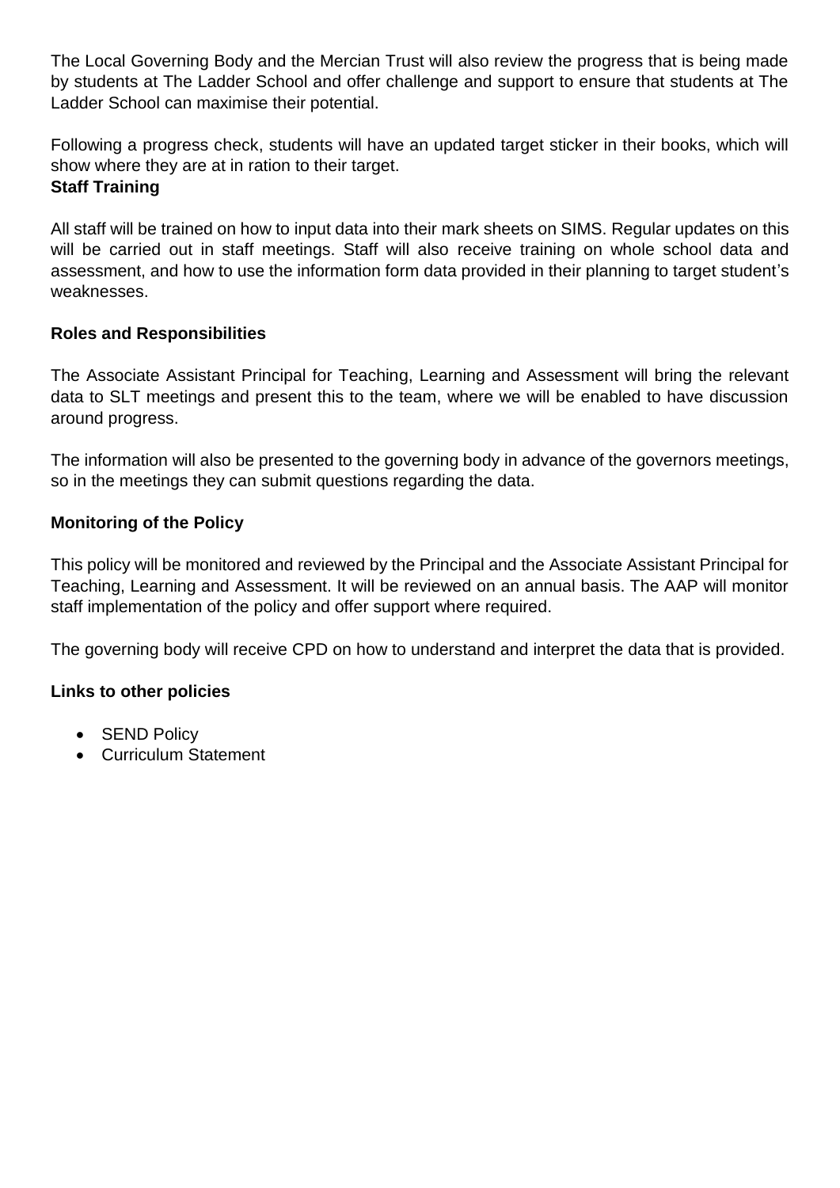The Local Governing Body and the Mercian Trust will also review the progress that is being made by students at The Ladder School and offer challenge and support to ensure that students at The Ladder School can maximise their potential.

Following a progress check, students will have an updated target sticker in their books, which will show where they are at in ration to their target.

**Staff Training**

All staff will be trained on how to input data into their mark sheets on SIMS. Regular updates on this will be carried out in staff meetings. Staff will also receive training on whole school data and assessment, and how to use the information form data provided in their planning to target student's weaknesses.

**Roles and Responsibilities**

The Associate Assistant Principal for Teaching, Learning and Assessment will bring the relevant data to SLT meetings and present this to the team, where we will be enabled to have discussion around progress.

The information will also be presented to the governing body in advance of the governors meetings, so in the meetings they can submit questions regarding the data.

**Monitoring of the Policy**

This policy will be monitored and reviewed by the Principal and the Associate Assistant Principal for Teaching, Learning and Assessment. It will be reviewed on an annual basis. The AAP will monitor staff implementation of the policy and offer support where required.

The governing body will receive CPD on how to understand and interpret the data that is provided.

**Links to other policies**

- SEND Policy
- Curriculum Statement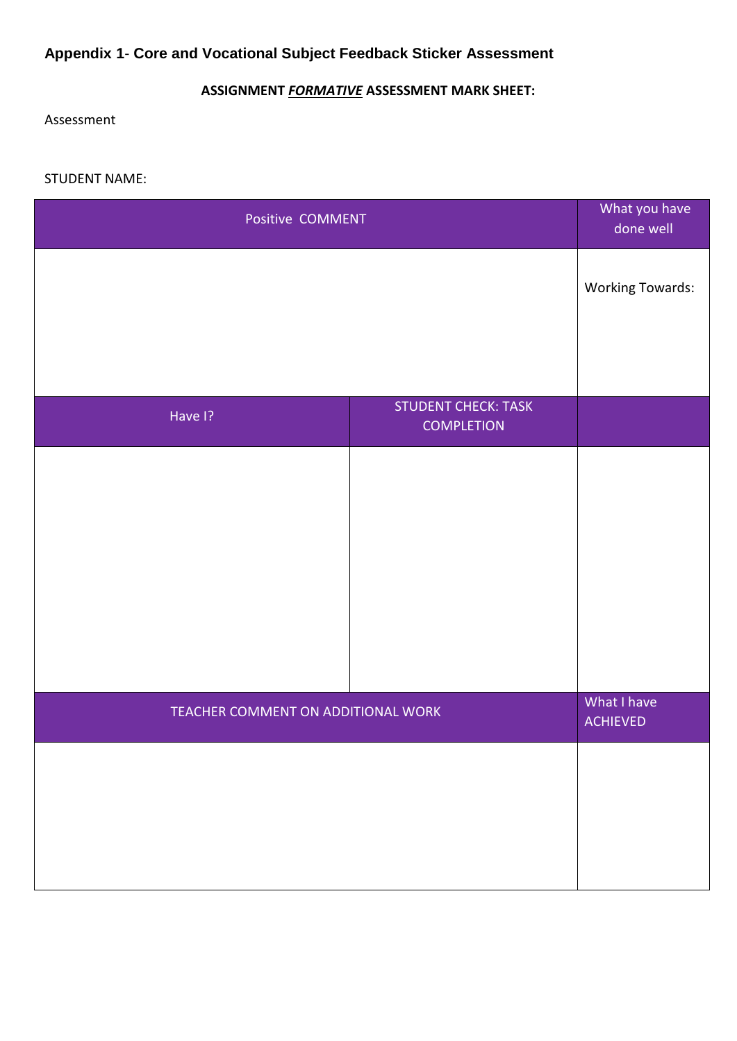**Appendix 1- Core and Vocational Subject Feedback Sticker Assessment**

**ASSIGNMENT _FORMATIVE_ ASSESSMENT MARK SHEET:**

Assessment

STUDENT NAME:

| Positive COMMENT | | What you have done well |
|---|---|---|
| | | Working Towards: |
| Have I? | STUDENT CHECK: TASK COMPLETION | |
| | | |
| TEACHER COMMENT ON ADDITIONAL WORK | | What I have ACHIEVED |
| | | |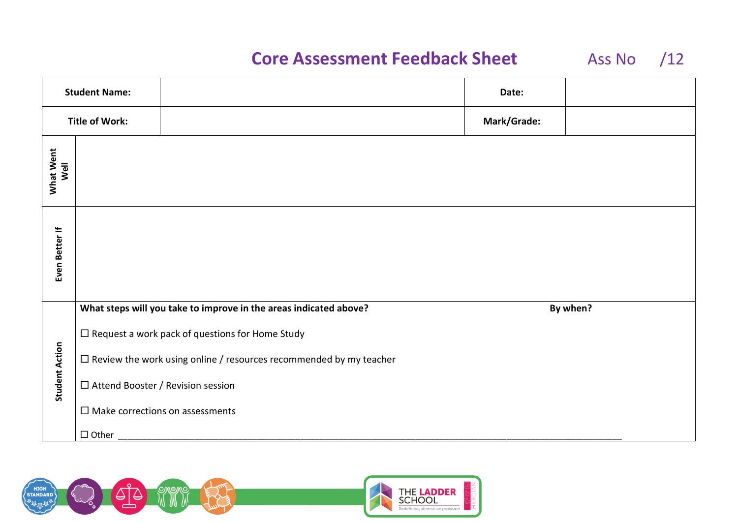# Core Assessment Feedback Sheet

Ass No /12

| | | | |
|---|---|---|---|
| **Student Name:** | | **Date:** | |
| **Title of Work:** | | **Mark/Grade:** | |

| | |
|---|---|
| **What Went Well** | |
| **Even Better If** | |
| **Student Action** | **What steps will you take to improve in the areas indicated above?** **By when?**<br><br>☐ Request a work pack of questions for Home Study<br><br>☐ Review the work using online / resources recommended by my teacher<br><br>☐ Attend Booster / Revision session<br><br>☐ Make corrections on assessments<br><br>☐ Other ________________________________________________ |

THE LADDER SCHOOL
Redefining alternative provision